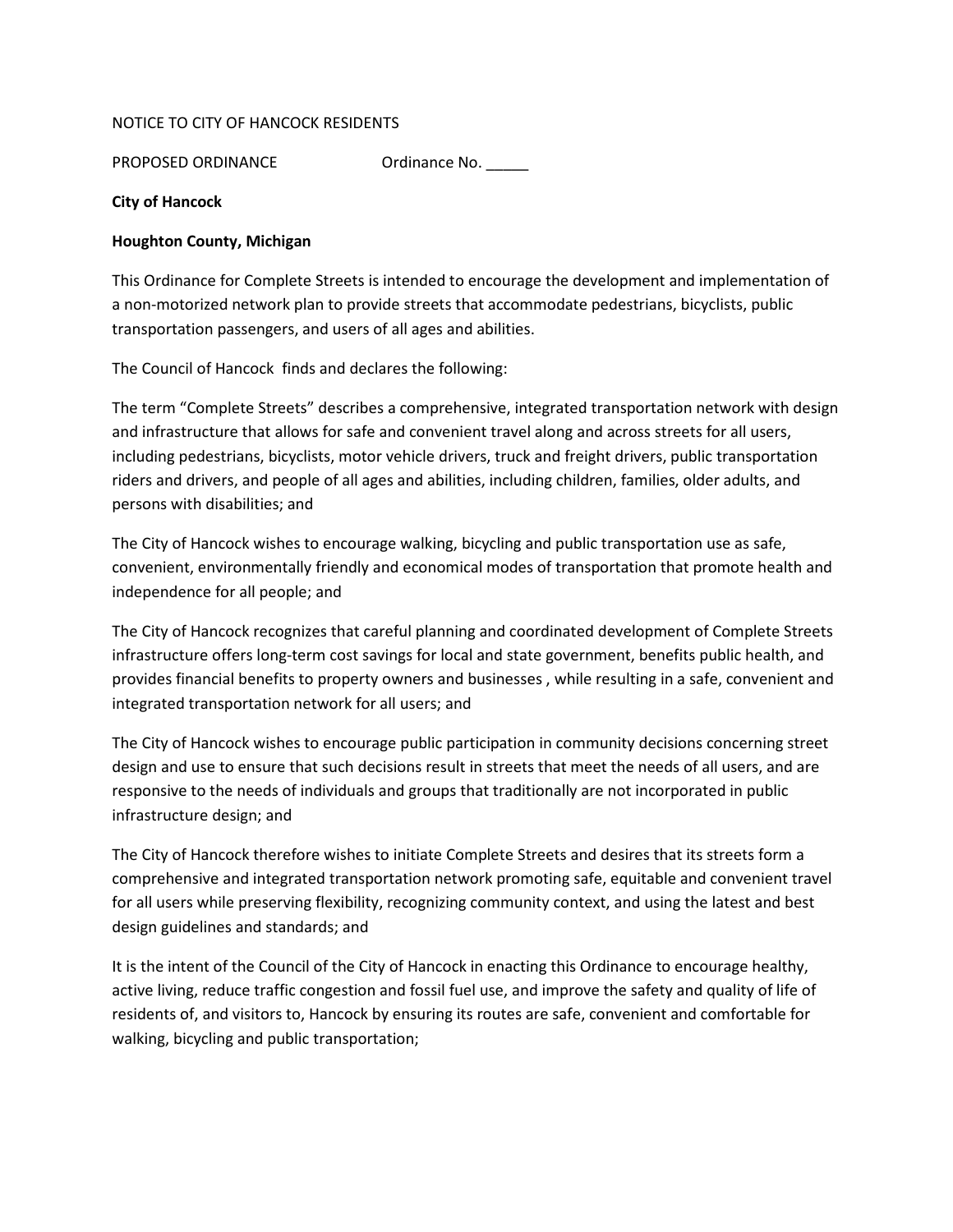NOTICE TO CITY OF HANCOCK RESIDENTS

PROPOSED ORDINANCE Ordinance No. _____

**City of Hancock**

**Houghton County, Michigan**

This Ordinance for Complete Streets is intended to encourage the development and implementation of a non-motorized network plan to provide streets that accommodate pedestrians, bicyclists, public transportation passengers, and users of all ages and abilities.

The Council of Hancock finds and declares the following:

The term "Complete Streets" describes a comprehensive, integrated transportation network with design and infrastructure that allows for safe and convenient travel along and across streets for all users, including pedestrians, bicyclists, motor vehicle drivers, truck and freight drivers, public transportation riders and drivers, and people of all ages and abilities, including children, families, older adults, and persons with disabilities; and

The City of Hancock wishes to encourage walking, bicycling and public transportation use as safe, convenient, environmentally friendly and economical modes of transportation that promote health and independence for all people; and

The City of Hancock recognizes that careful planning and coordinated development of Complete Streets infrastructure offers long-term cost savings for local and state government, benefits public health, and provides financial benefits to property owners and businesses , while resulting in a safe, convenient and integrated transportation network for all users; and

The City of Hancock wishes to encourage public participation in community decisions concerning street design and use to ensure that such decisions result in streets that meet the needs of all users, and are responsive to the needs of individuals and groups that traditionally are not incorporated in public infrastructure design; and

The City of Hancock therefore wishes to initiate Complete Streets and desires that its streets form a comprehensive and integrated transportation network promoting safe, equitable and convenient travel for all users while preserving flexibility, recognizing community context, and using the latest and best design guidelines and standards; and

It is the intent of the Council of the City of Hancock in enacting this Ordinance to encourage healthy, active living, reduce traffic congestion and fossil fuel use, and improve the safety and quality of life of residents of, and visitors to, Hancock by ensuring its routes are safe, convenient and comfortable for walking, bicycling and public transportation;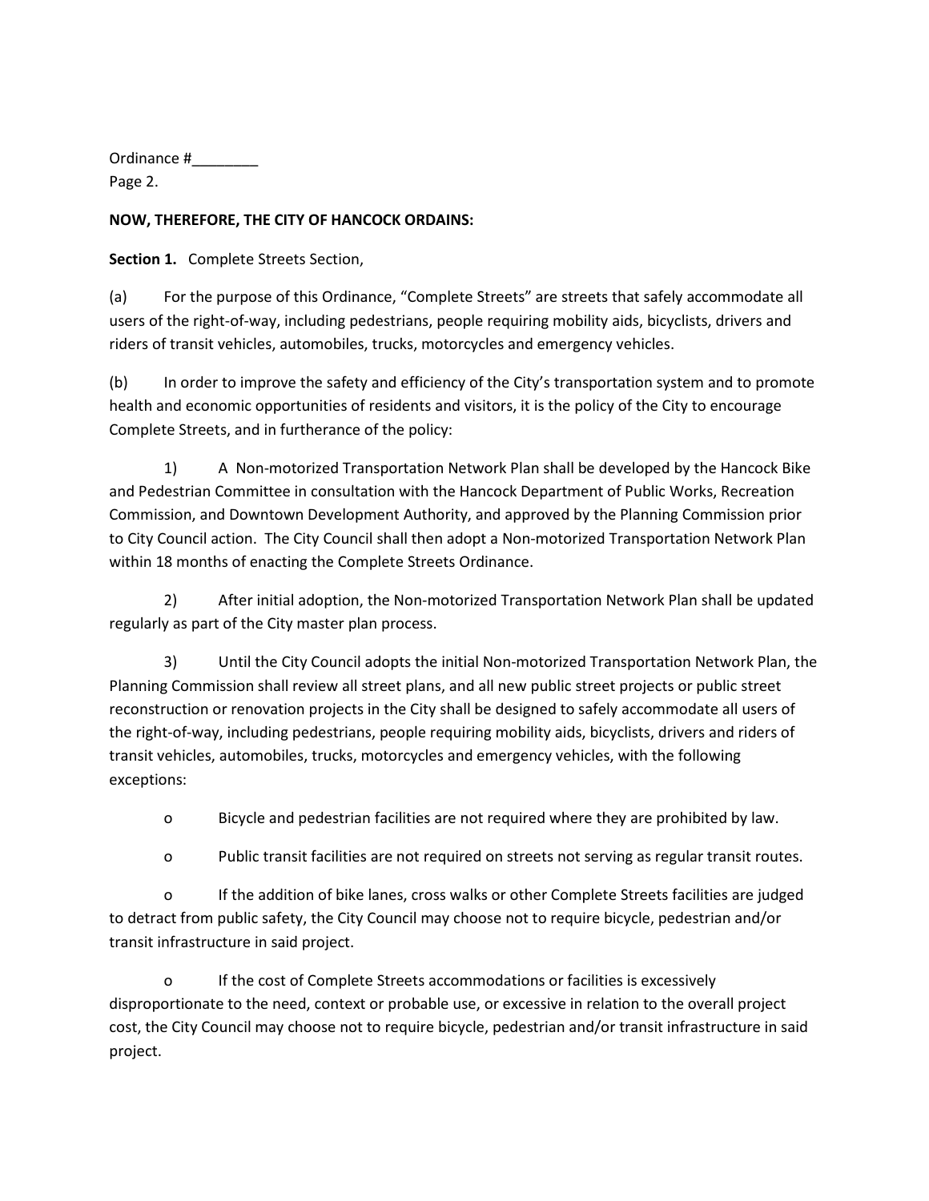Ordinance #________
Page 2.

**NOW, THEREFORE, THE CITY OF HANCOCK ORDAINS:**

**Section 1.** Complete Streets Section,

(a) For the purpose of this Ordinance, "Complete Streets" are streets that safely accommodate all users of the right-of-way, including pedestrians, people requiring mobility aids, bicyclists, drivers and riders of transit vehicles, automobiles, trucks, motorcycles and emergency vehicles.

(b) In order to improve the safety and efficiency of the City's transportation system and to promote health and economic opportunities of residents and visitors, it is the policy of the City to encourage Complete Streets, and in furtherance of the policy:

1) A Non-motorized Transportation Network Plan shall be developed by the Hancock Bike and Pedestrian Committee in consultation with the Hancock Department of Public Works, Recreation Commission, and Downtown Development Authority, and approved by the Planning Commission prior to City Council action. The City Council shall then adopt a Non-motorized Transportation Network Plan within 18 months of enacting the Complete Streets Ordinance.

2) After initial adoption, the Non-motorized Transportation Network Plan shall be updated regularly as part of the City master plan process.

3) Until the City Council adopts the initial Non-motorized Transportation Network Plan, the Planning Commission shall review all street plans, and all new public street projects or public street reconstruction or renovation projects in the City shall be designed to safely accommodate all users of the right-of-way, including pedestrians, people requiring mobility aids, bicyclists, drivers and riders of transit vehicles, automobiles, trucks, motorcycles and emergency vehicles, with the following exceptions:

- Bicycle and pedestrian facilities are not required where they are prohibited by law.
- Public transit facilities are not required on streets not serving as regular transit routes.
- If the addition of bike lanes, cross walks or other Complete Streets facilities are judged to detract from public safety, the City Council may choose not to require bicycle, pedestrian and/or transit infrastructure in said project.
- If the cost of Complete Streets accommodations or facilities is excessively disproportionate to the need, context or probable use, or excessive in relation to the overall project cost, the City Council may choose not to require bicycle, pedestrian and/or transit infrastructure in said project.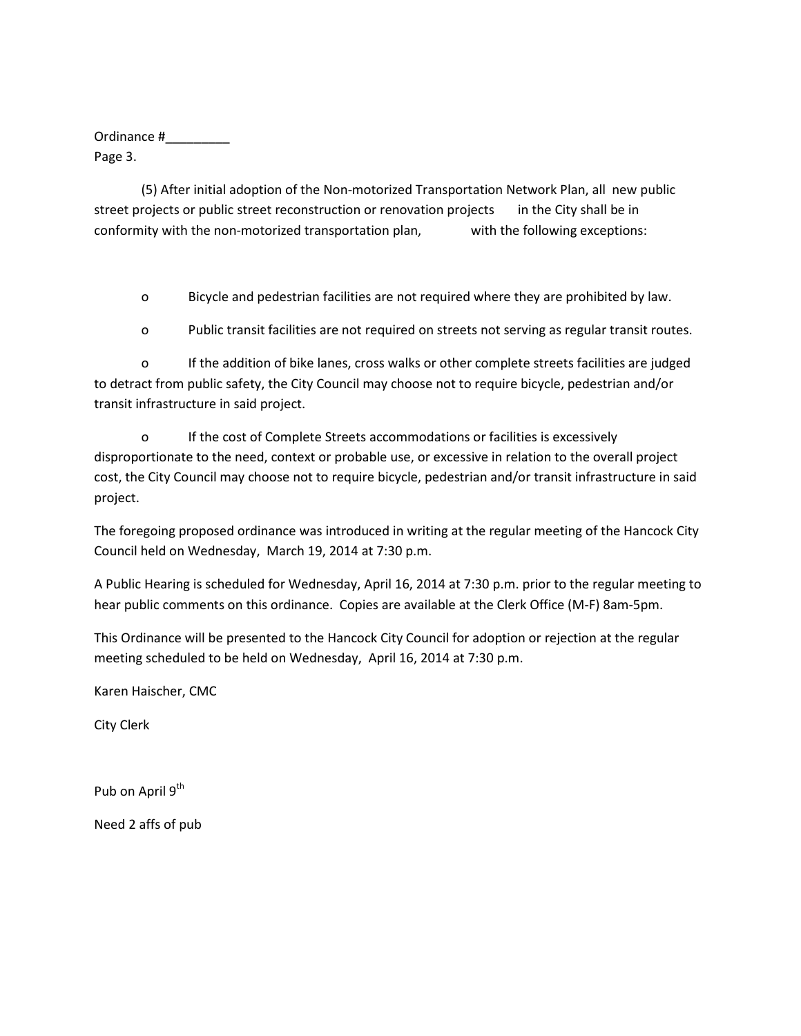Ordinance #_________
Page 3.

(5) After initial adoption of the Non-motorized Transportation Network Plan, all new public street projects or public street reconstruction or renovation projects in the City shall be in conformity with the non-motorized transportation plan, with the following exceptions:

- Bicycle and pedestrian facilities are not required where they are prohibited by law.
- Public transit facilities are not required on streets not serving as regular transit routes.
- If the addition of bike lanes, cross walks or other complete streets facilities are judged to detract from public safety, the City Council may choose not to require bicycle, pedestrian and/or transit infrastructure in said project.
- If the cost of Complete Streets accommodations or facilities is excessively disproportionate to the need, context or probable use, or excessive in relation to the overall project cost, the City Council may choose not to require bicycle, pedestrian and/or transit infrastructure in said project.

The foregoing proposed ordinance was introduced in writing at the regular meeting of the Hancock City Council held on Wednesday, March 19, 2014 at 7:30 p.m.

A Public Hearing is scheduled for Wednesday, April 16, 2014 at 7:30 p.m. prior to the regular meeting to hear public comments on this ordinance. Copies are available at the Clerk Office (M-F) 8am-5pm.

This Ordinance will be presented to the Hancock City Council for adoption or rejection at the regular meeting scheduled to be held on Wednesday, April 16, 2014 at 7:30 p.m.

Karen Haischer, CMC

City Clerk

Pub on April 9th

Need 2 affs of pub